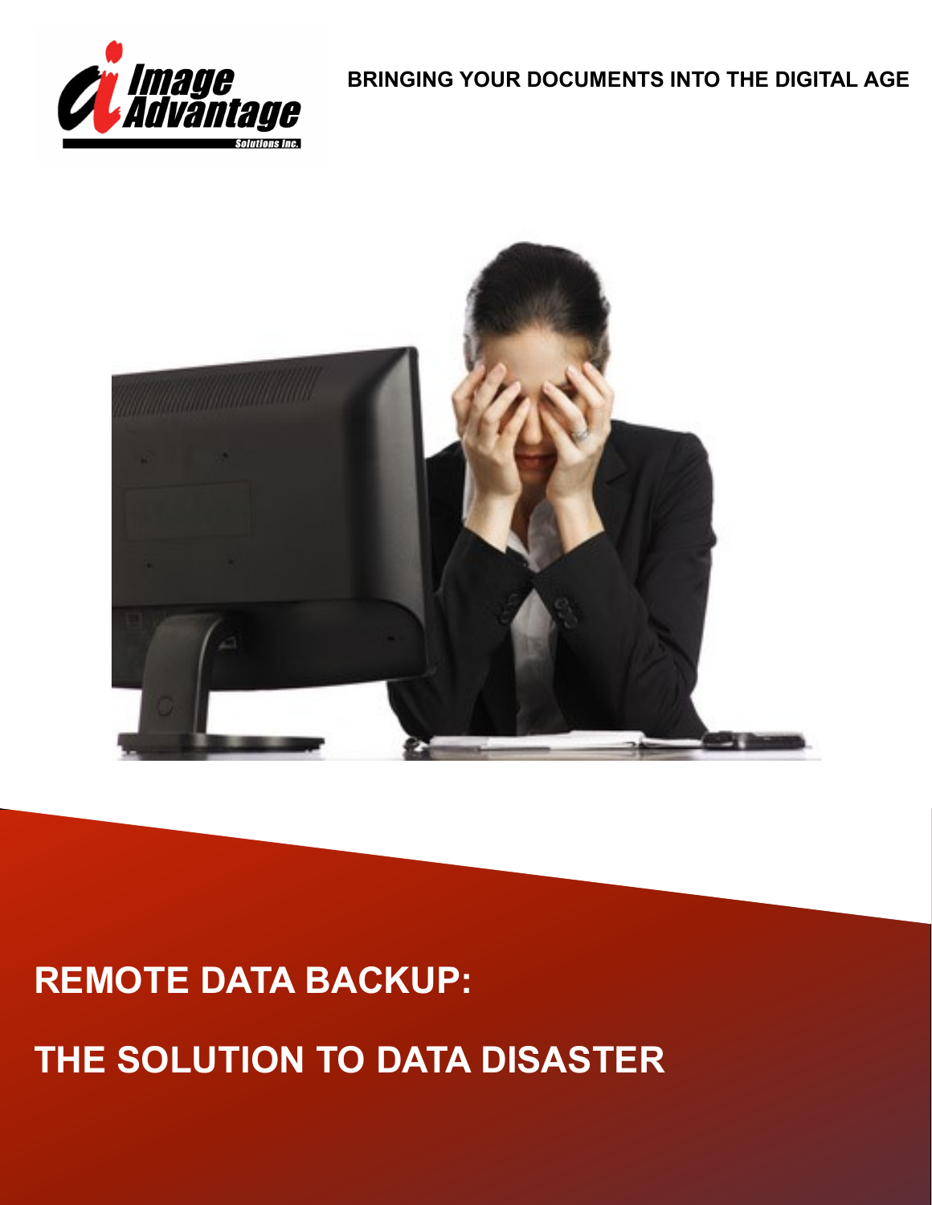Image Advantage Solutions Inc.

BRINGING YOUR DOCUMENTS INTO THE DIGITAL AGE

# REMOTE DATA BACKUP:

# THE SOLUTION TO DATA DISASTER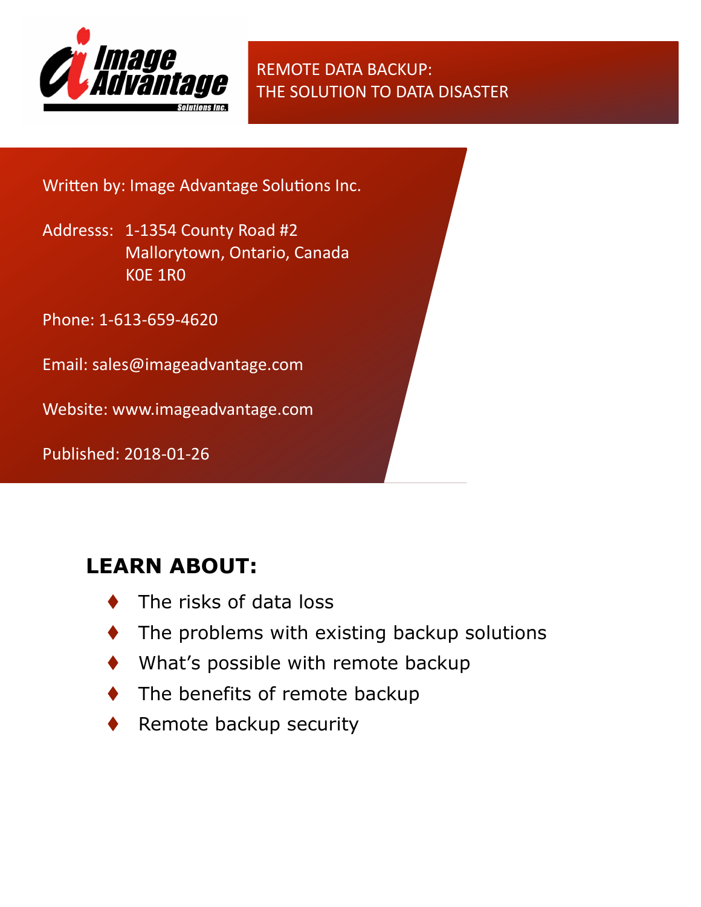# REMOTE DATA BACKUP:
# THE SOLUTION TO DATA DISASTER

Written by: Image Advantage Solutions Inc.

Addresss: 1-1354 County Road #2
Mallorytown, Ontario, Canada
K0E 1R0

Phone: 1-613-659-4620

Email: sales@imageadvantage.com

Website: www.imageadvantage.com

Published: 2018-01-26

## LEARN ABOUT:

- The risks of data loss
- The problems with existing backup solutions
- What's possible with remote backup
- The benefits of remote backup
- Remote backup security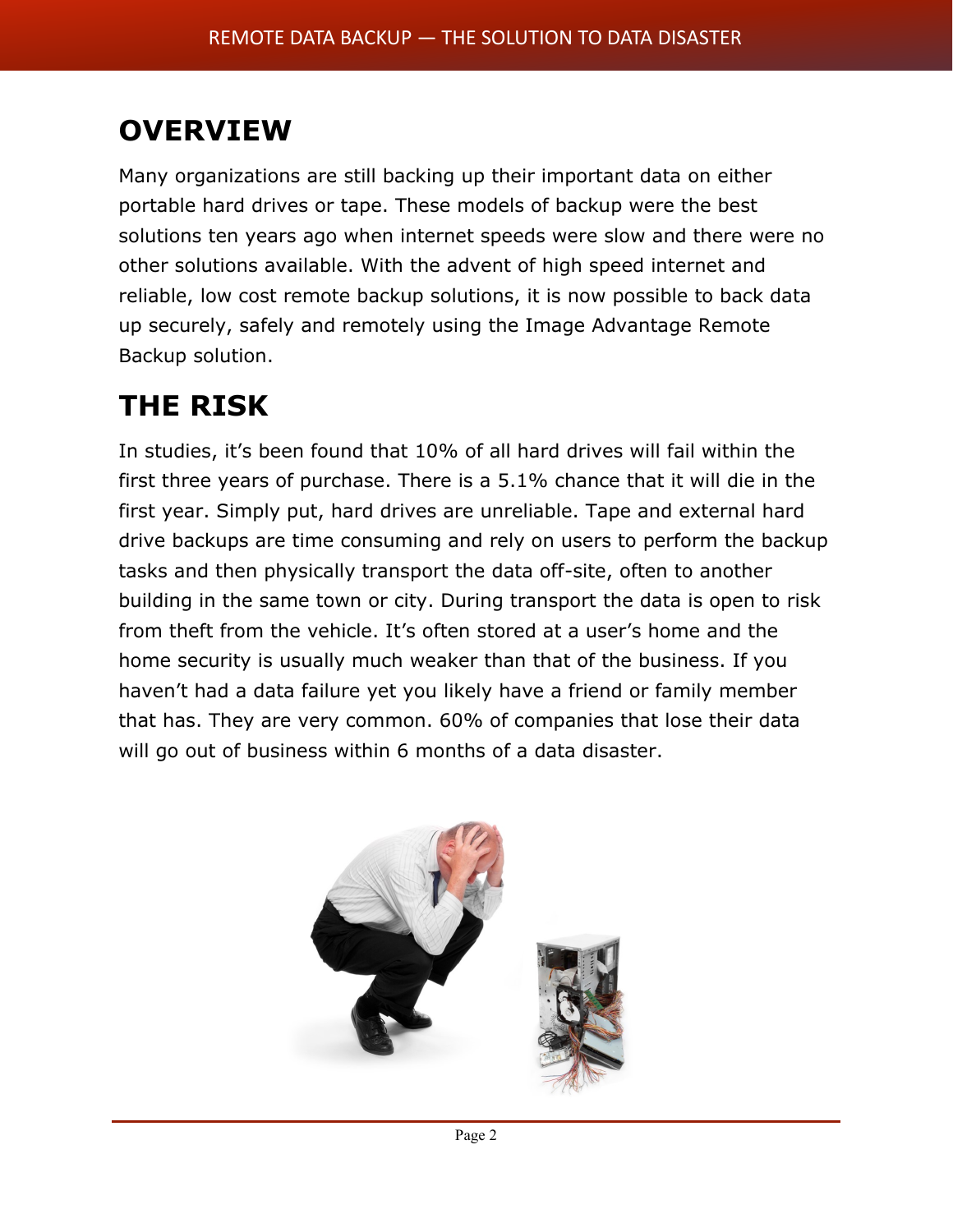## OVERVIEW

Many organizations are still backing up their important data on either portable hard drives or tape. These models of backup were the best solutions ten years ago when internet speeds were slow and there were no other solutions available. With the advent of high speed internet and reliable, low cost remote backup solutions, it is now possible to back data up securely, safely and remotely using the Image Advantage Remote Backup solution.

## THE RISK

In studies, it's been found that 10% of all hard drives will fail within the first three years of purchase. There is a 5.1% chance that it will die in the first year. Simply put, hard drives are unreliable. Tape and external hard drive backups are time consuming and rely on users to perform the backup tasks and then physically transport the data off-site, often to another building in the same town or city. During transport the data is open to risk from theft from the vehicle. It's often stored at a user's home and the home security is usually much weaker than that of the business. If you haven't had a data failure yet you likely have a friend or family member that has. They are very common. 60% of companies that lose their data will go out of business within 6 months of a data disaster.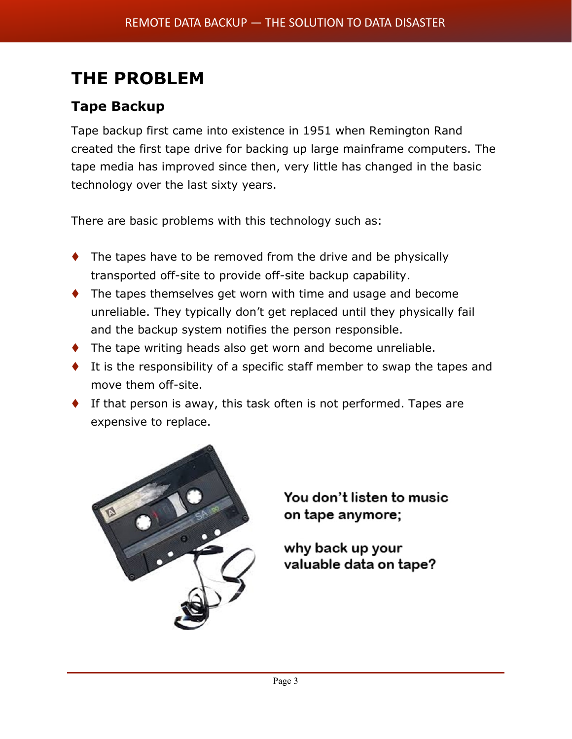# THE PROBLEM

## Tape Backup

Tape backup first came into existence in 1951 when Remington Rand created the first tape drive for backing up large mainframe computers. The tape media has improved since then, very little has changed in the basic technology over the last sixty years.

There are basic problems with this technology such as:

- The tapes have to be removed from the drive and be physically transported off-site to provide off-site backup capability.
- The tapes themselves get worn with time and usage and become unreliable. They typically don't get replaced until they physically fail and the backup system notifies the person responsible.
- The tape writing heads also get worn and become unreliable.
- It is the responsibility of a specific staff member to swap the tapes and move them off-site.
- If that person is away, this task often is not performed. Tapes are expensive to replace.

**You don't listen to music on tape anymore;**

**why back up your valuable data on tape?**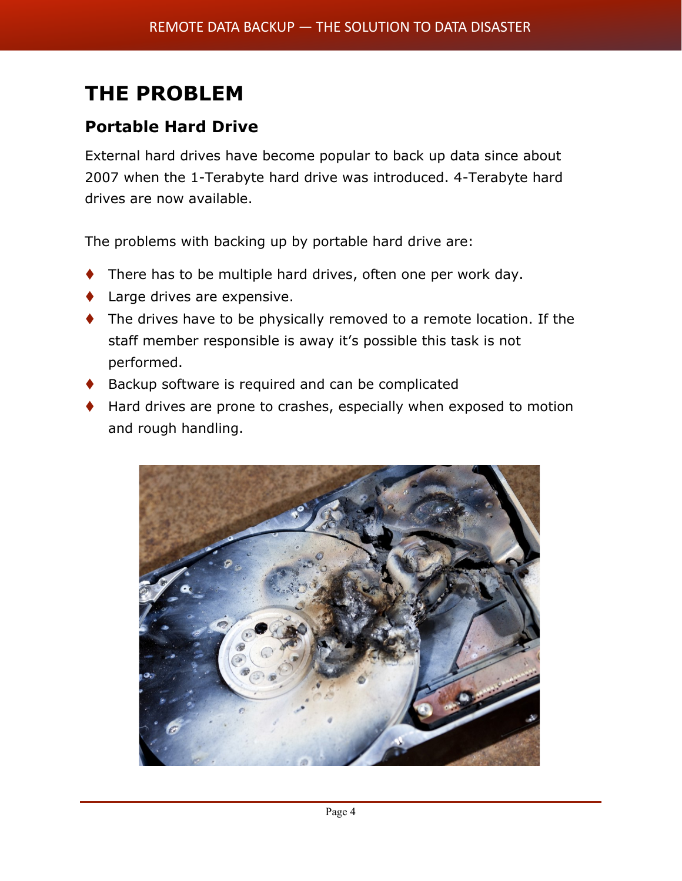# THE PROBLEM

## Portable Hard Drive

External hard drives have become popular to back up data since about 2007 when the 1-Terabyte hard drive was introduced. 4-Terabyte hard drives are now available.

The problems with backing up by portable hard drive are:

- There has to be multiple hard drives, often one per work day.
- Large drives are expensive.
- The drives have to be physically removed to a remote location. If the staff member responsible is away it's possible this task is not performed.
- Backup software is required and can be complicated
- Hard drives are prone to crashes, especially when exposed to motion and rough handling.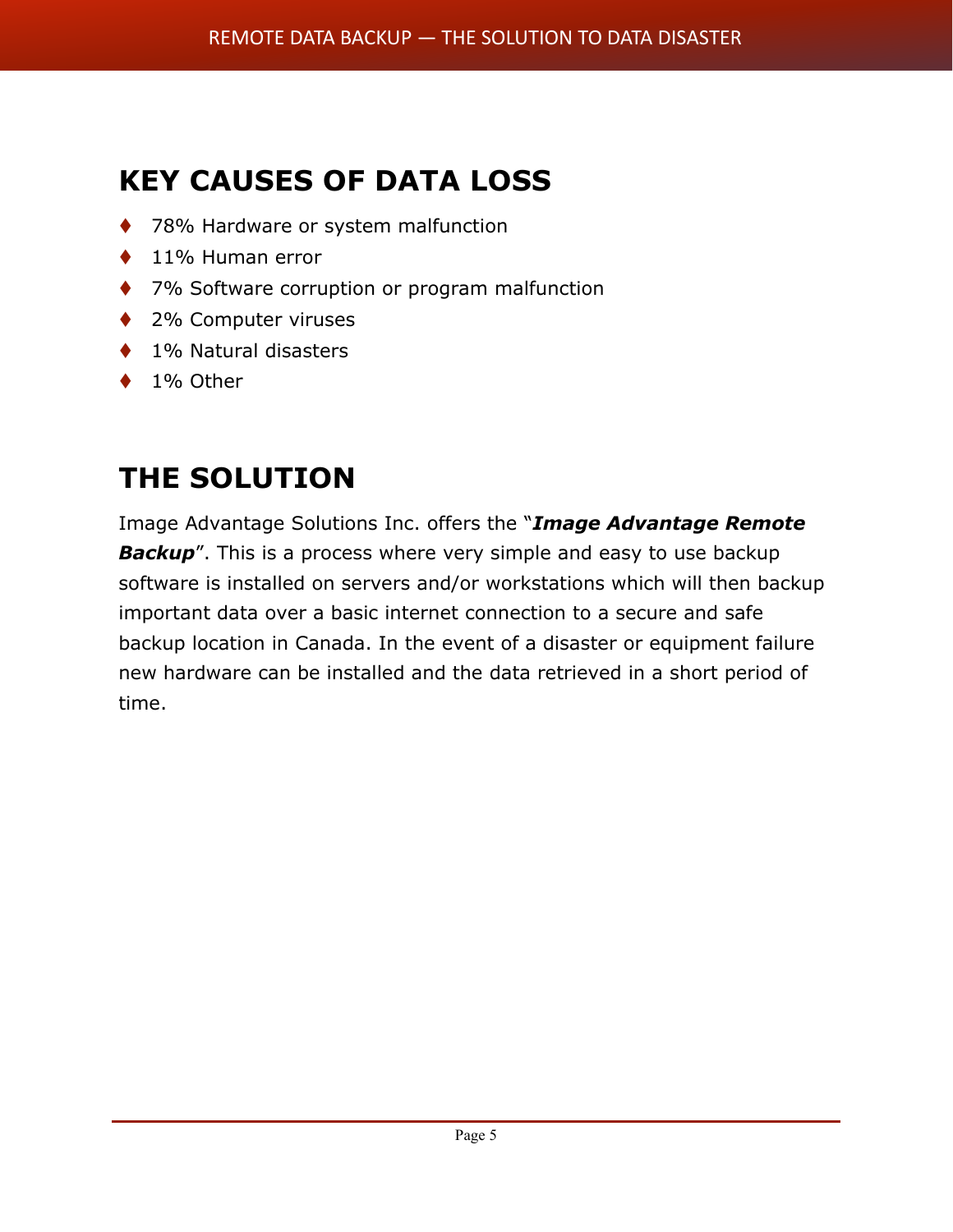## KEY CAUSES OF DATA LOSS

- 78% Hardware or system malfunction
- 11% Human error
- 7% Software corruption or program malfunction
- 2% Computer viruses
- 1% Natural disasters
- 1% Other

## THE SOLUTION

Image Advantage Solutions Inc. offers the "***Image Advantage Remote Backup***". This is a process where very simple and easy to use backup software is installed on servers and/or workstations which will then backup important data over a basic internet connection to a secure and safe backup location in Canada. In the event of a disaster or equipment failure new hardware can be installed and the data retrieved in a short period of time.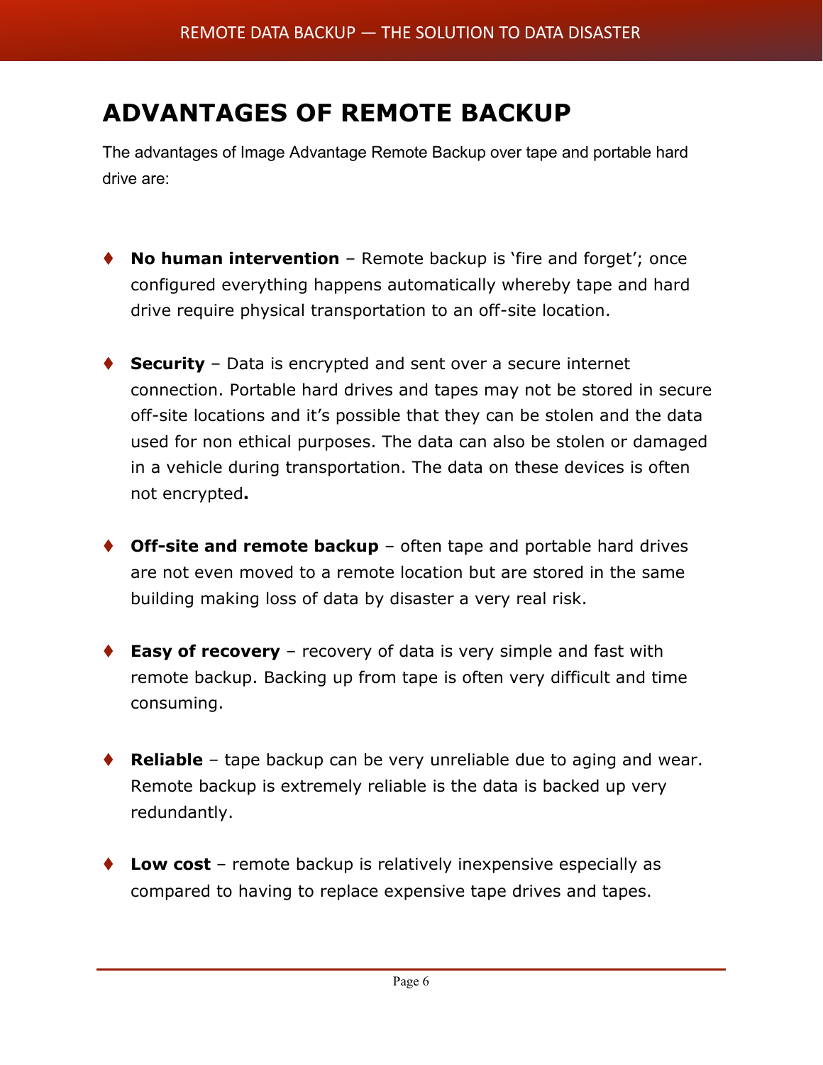# ADVANTAGES OF REMOTE BACKUP

The advantages of Image Advantage Remote Backup over tape and portable hard drive are:

- **No human intervention** – Remote backup is 'fire and forget'; once configured everything happens automatically whereby tape and hard drive require physical transportation to an off-site location.

- **Security** – Data is encrypted and sent over a secure internet connection. Portable hard drives and tapes may not be stored in secure off-site locations and it's possible that they can be stolen and the data used for non ethical purposes. The data can also be stolen or damaged in a vehicle during transportation. The data on these devices is often not encrypted**.**

- **Off-site and remote backup** – often tape and portable hard drives are not even moved to a remote location but are stored in the same building making loss of data by disaster a very real risk.

- **Easy of recovery** – recovery of data is very simple and fast with remote backup. Backing up from tape is often very difficult and time consuming.

- **Reliable** – tape backup can be very unreliable due to aging and wear. Remote backup is extremely reliable is the data is backed up very redundantly.

- **Low cost** – remote backup is relatively inexpensive especially as compared to having to replace expensive tape drives and tapes.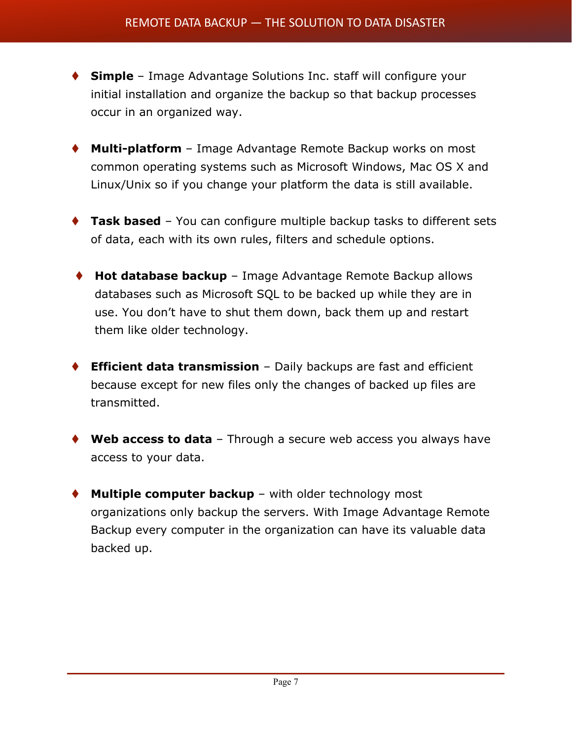- **Simple** – Image Advantage Solutions Inc. staff will configure your initial installation and organize the backup so that backup processes occur in an organized way.

- **Multi-platform** – Image Advantage Remote Backup works on most common operating systems such as Microsoft Windows, Mac OS X and Linux/Unix so if you change your platform the data is still available.

- **Task based** – You can configure multiple backup tasks to different sets of data, each with its own rules, filters and schedule options.

- **Hot database backup** – Image Advantage Remote Backup allows databases such as Microsoft SQL to be backed up while they are in use. You don't have to shut them down, back them up and restart them like older technology.

- **Efficient data transmission** – Daily backups are fast and efficient because except for new files only the changes of backed up files are transmitted.

- **Web access to data** – Through a secure web access you always have access to your data.

- **Multiple computer backup** – with older technology most organizations only backup the servers. With Image Advantage Remote Backup every computer in the organization can have its valuable data backed up.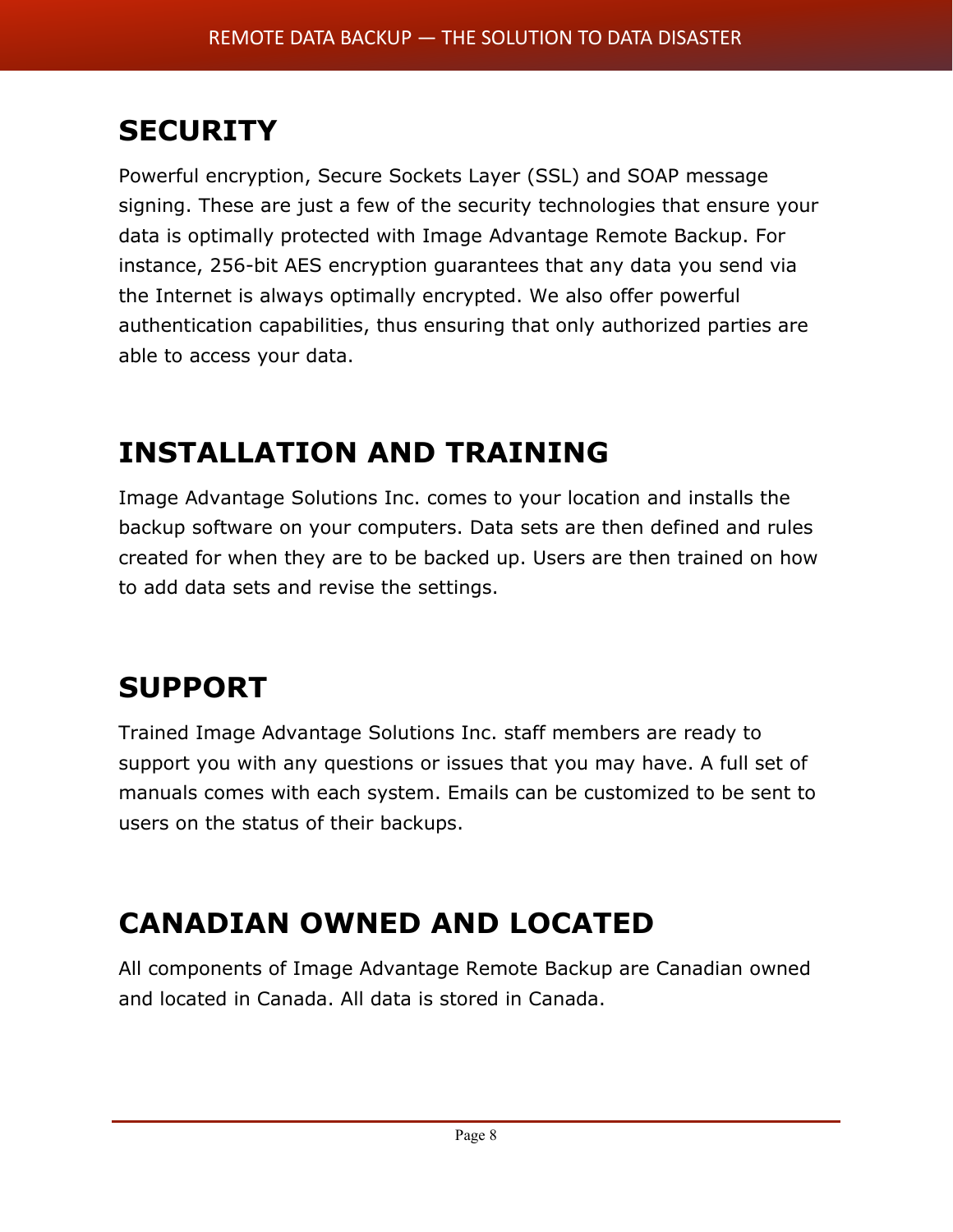## SECURITY

Powerful encryption, Secure Sockets Layer (SSL) and SOAP message signing. These are just a few of the security technologies that ensure your data is optimally protected with Image Advantage Remote Backup. For instance, 256-bit AES encryption guarantees that any data you send via the Internet is always optimally encrypted. We also offer powerful authentication capabilities, thus ensuring that only authorized parties are able to access your data.

## INSTALLATION AND TRAINING

Image Advantage Solutions Inc. comes to your location and installs the backup software on your computers. Data sets are then defined and rules created for when they are to be backed up. Users are then trained on how to add data sets and revise the settings.

## SUPPORT

Trained Image Advantage Solutions Inc. staff members are ready to support you with any questions or issues that you may have. A full set of manuals comes with each system. Emails can be customized to be sent to users on the status of their backups.

## CANADIAN OWNED AND LOCATED

All components of Image Advantage Remote Backup are Canadian owned and located in Canada. All data is stored in Canada.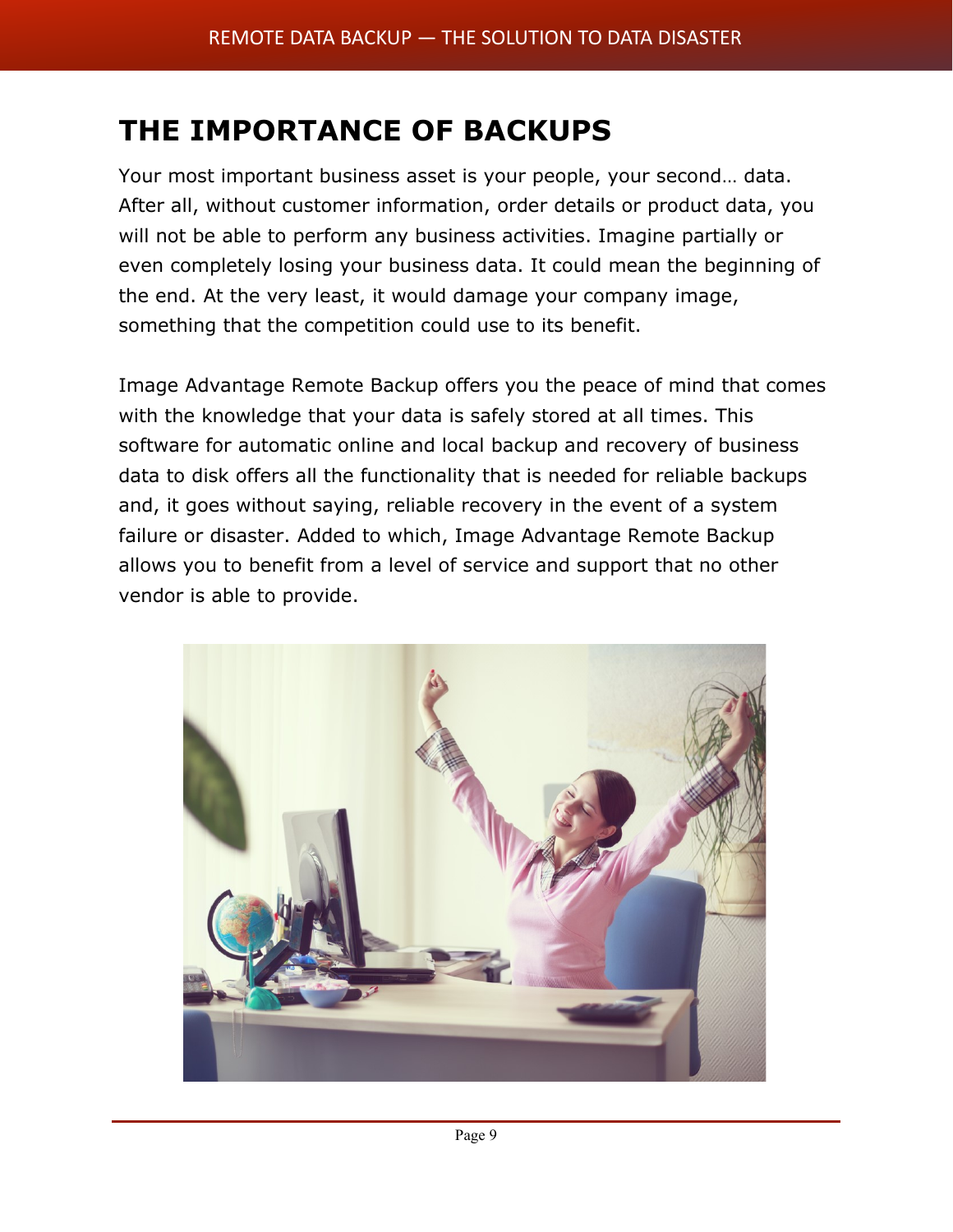# THE IMPORTANCE OF BACKUPS

Your most important business asset is your people, your second… data. After all, without customer information, order details or product data, you will not be able to perform any business activities. Imagine partially or even completely losing your business data. It could mean the beginning of the end. At the very least, it would damage your company image, something that the competition could use to its benefit.

Image Advantage Remote Backup offers you the peace of mind that comes with the knowledge that your data is safely stored at all times. This software for automatic online and local backup and recovery of business data to disk offers all the functionality that is needed for reliable backups and, it goes without saying, reliable recovery in the event of a system failure or disaster. Added to which, Image Advantage Remote Backup allows you to benefit from a level of service and support that no other vendor is able to provide.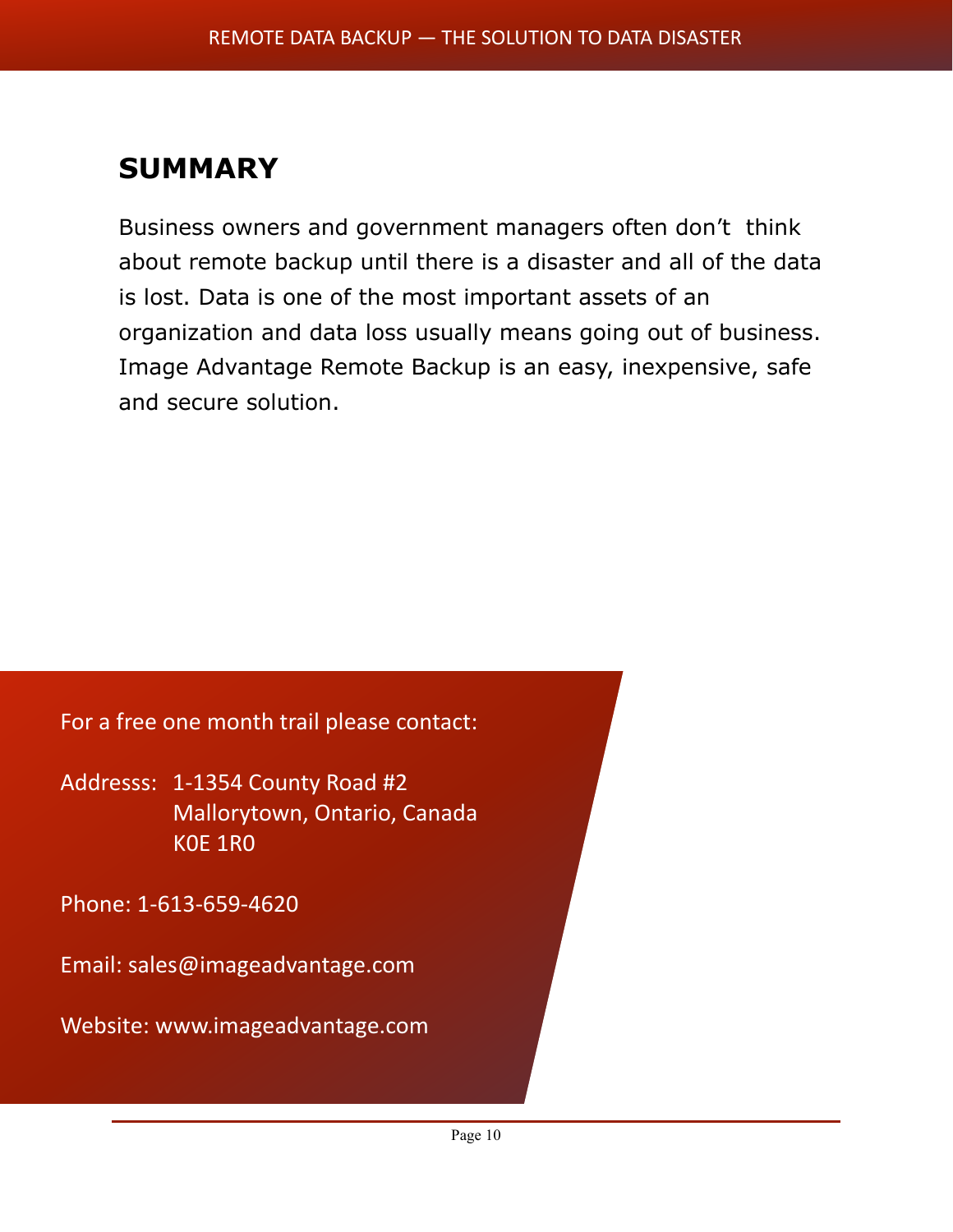## SUMMARY

Business owners and government managers often don't think about remote backup until there is a disaster and all of the data is lost. Data is one of the most important assets of an organization and data loss usually means going out of business. Image Advantage Remote Backup is an easy, inexpensive, safe and secure solution.

For a free one month trail please contact:

Addresss: 1-1354 County Road #2
Mallorytown, Ontario, Canada
K0E 1R0

Phone: 1-613-659-4620

Email: sales@imageadvantage.com

Website: www.imageadvantage.com